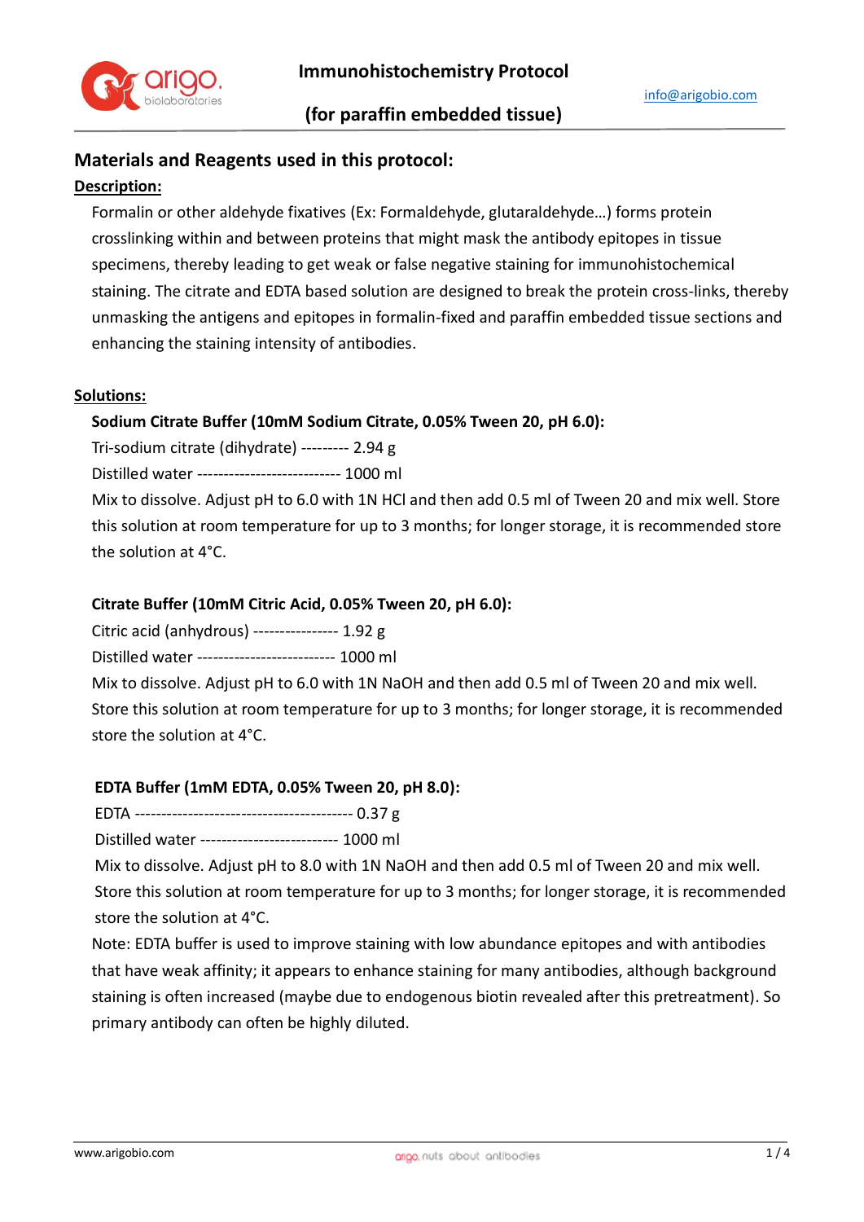# Immunohistochemistry Protocol

## (for paraffin embedded tissue)

info@arigobio.com

## Materials and Reagents used in this protocol:

**Description:**

Formalin or other aldehyde fixatives (Ex: Formaldehyde, glutaraldehyde…) forms protein crosslinking within and between proteins that might mask the antibody epitopes in tissue specimens, thereby leading to get weak or false negative staining for immunohistochemical staining. The citrate and EDTA based solution are designed to break the protein cross-links, thereby unmasking the antigens and epitopes in formalin-fixed and paraffin embedded tissue sections and enhancing the staining intensity of antibodies.

**Solutions:**

**Sodium Citrate Buffer (10mM Sodium Citrate, 0.05% Tween 20, pH 6.0):**

Tri-sodium citrate (dihydrate) --------- 2.94 g

Distilled water --------------------------- 1000 ml

Mix to dissolve. Adjust pH to 6.0 with 1N HCl and then add 0.5 ml of Tween 20 and mix well. Store this solution at room temperature for up to 3 months; for longer storage, it is recommended store the solution at 4°C.

**Citrate Buffer (10mM Citric Acid, 0.05% Tween 20, pH 6.0):**

Citric acid (anhydrous) ---------------- 1.92 g

Distilled water -------------------------- 1000 ml

Mix to dissolve. Adjust pH to 6.0 with 1N NaOH and then add 0.5 ml of Tween 20 and mix well. Store this solution at room temperature for up to 3 months; for longer storage, it is recommended store the solution at 4°C.

**EDTA Buffer (1mM EDTA, 0.05% Tween 20, pH 8.0):**

EDTA ----------------------------------------- 0.37 g

Distilled water -------------------------- 1000 ml

Mix to dissolve. Adjust pH to 8.0 with 1N NaOH and then add 0.5 ml of Tween 20 and mix well. Store this solution at room temperature for up to 3 months; for longer storage, it is recommended store the solution at 4°C.

Note: EDTA buffer is used to improve staining with low abundance epitopes and with antibodies that have weak affinity; it appears to enhance staining for many antibodies, although background staining is often increased (maybe due to endogenous biotin revealed after this pretreatment). So primary antibody can often be highly diluted.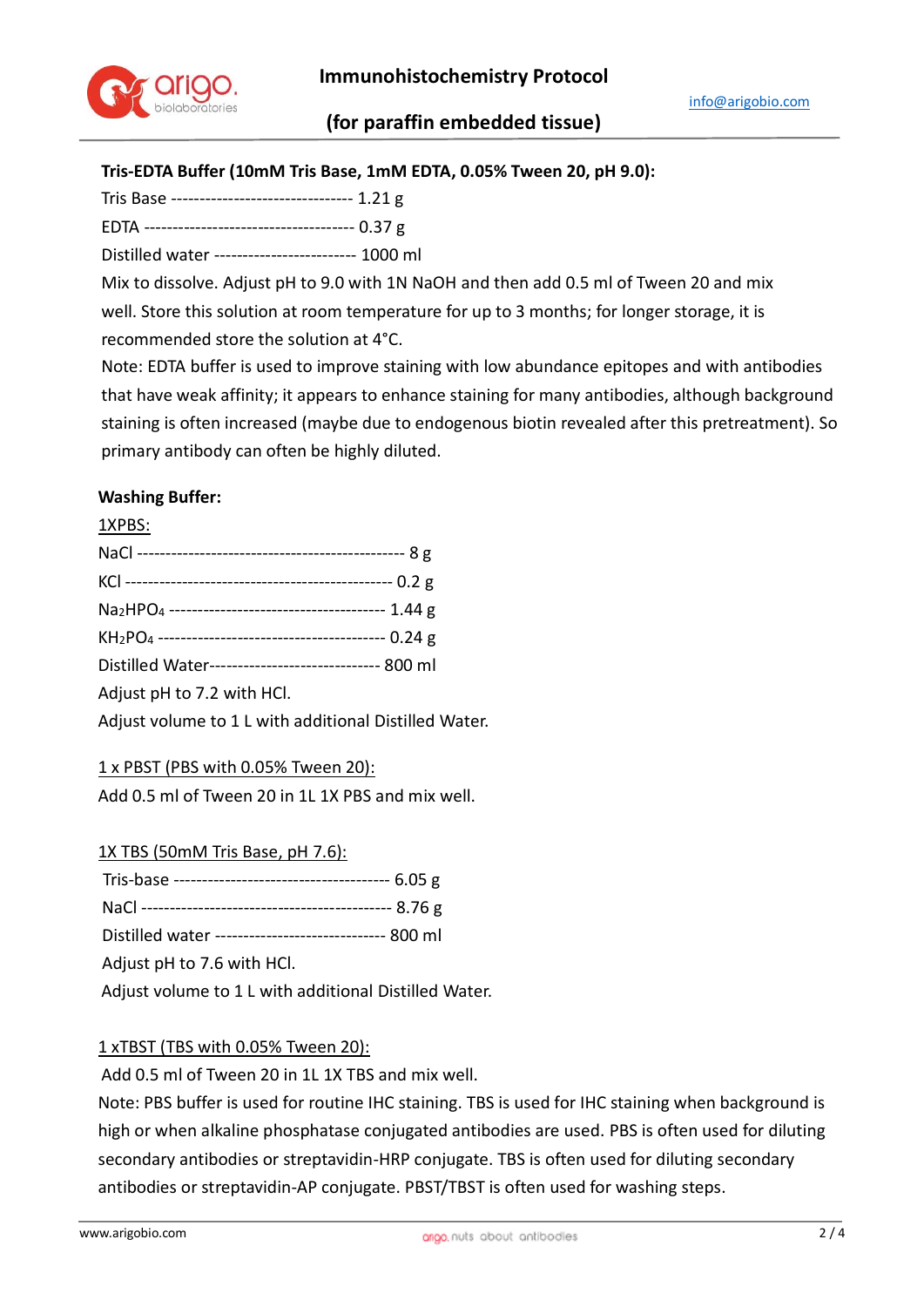**Tris-EDTA Buffer (10mM Tris Base, 1mM EDTA, 0.05% Tween 20, pH 9.0):**

Tris Base -------------------------------- 1.21 g

EDTA ------------------------------------- 0.37 g

Distilled water ------------------------ 1000 ml

Mix to dissolve. Adjust pH to 9.0 with 1N NaOH and then add 0.5 ml of Tween 20 and mix well. Store this solution at room temperature for up to 3 months; for longer storage, it is recommended store the solution at 4°C.

Note: EDTA buffer is used to improve staining with low abundance epitopes and with antibodies that have weak affinity; it appears to enhance staining for many antibodies, although background staining is often increased (maybe due to endogenous biotin revealed after this pretreatment). So primary antibody can often be highly diluted.

**Washing Buffer:**

1XPBS:

NaCl ----------------------------------------------- 8 g

KCl ----------------------------------------------- 0.2 g

$Na_2HPO_4$ ------------------------------------- 1.44 g

$KH_2PO_4$ --------------------------------------- 0.24 g

Distilled Water----------------------------- 800 ml

Adjust pH to 7.2 with HCl.

Adjust volume to 1 L with additional Distilled Water.

1 x PBST (PBS with 0.05% Tween 20):

Add 0.5 ml of Tween 20 in 1L 1X PBS and mix well.

1X TBS (50mM Tris Base, pH 7.6):

Tris-base ------------------------------------- 6.05 g

NaCl ------------------------------------------- 8.76 g

Distilled water ----------------------------- 800 ml

Adjust pH to 7.6 with HCl.

Adjust volume to 1 L with additional Distilled Water.

1 xTBST (TBS with 0.05% Tween 20):

Add 0.5 ml of Tween 20 in 1L 1X TBS and mix well.

Note: PBS buffer is used for routine IHC staining. TBS is used for IHC staining when background is high or when alkaline phosphatase conjugated antibodies are used. PBS is often used for diluting secondary antibodies or streptavidin-HRP conjugate. TBS is often used for diluting secondary antibodies or streptavidin-AP conjugate. PBST/TBST is often used for washing steps.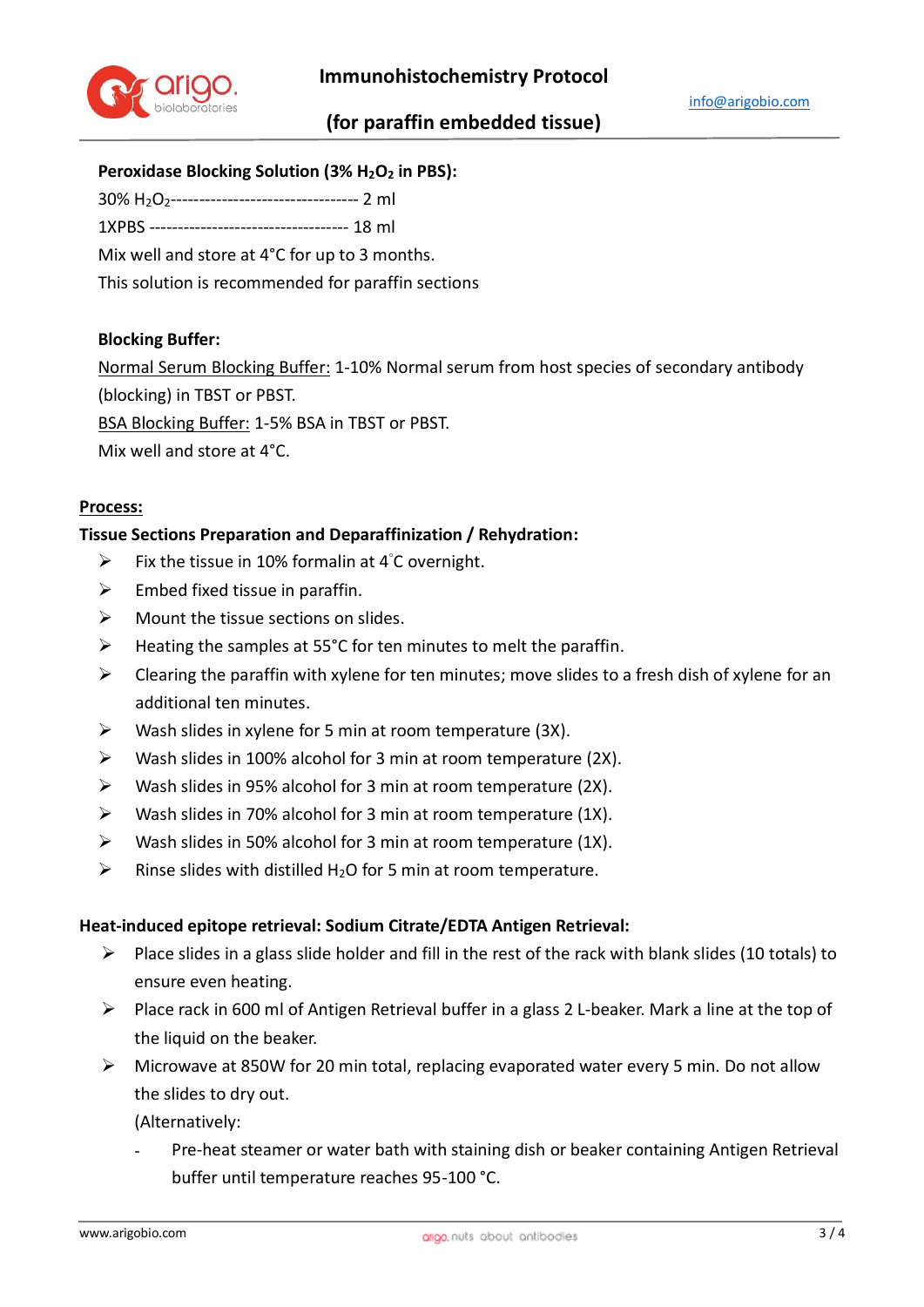**Peroxidase Blocking Solution (3% $H_2O_2$ in PBS):**

30% $H_2O_2$-------------------------------- 2 ml

1XPBS ---------------------------------- 18 ml

Mix well and store at 4°C for up to 3 months.

This solution is recommended for paraffin sections

**Blocking Buffer:**

Normal Serum Blocking Buffer: 1-10% Normal serum from host species of secondary antibody (blocking) in TBST or PBST.

BSA Blocking Buffer: 1-5% BSA in TBST or PBST.

Mix well and store at 4°C.

## Process:

### Tissue Sections Preparation and Deparaffinization / Rehydration:

- Fix the tissue in 10% formalin at 4°C overnight.
- Embed fixed tissue in paraffin.
- Mount the tissue sections on slides.
- Heating the samples at 55°C for ten minutes to melt the paraffin.
- Clearing the paraffin with xylene for ten minutes; move slides to a fresh dish of xylene for an additional ten minutes.
- Wash slides in xylene for 5 min at room temperature (3X).
- Wash slides in 100% alcohol for 3 min at room temperature (2X).
- Wash slides in 95% alcohol for 3 min at room temperature (2X).
- Wash slides in 70% alcohol for 3 min at room temperature (1X).
- Wash slides in 50% alcohol for 3 min at room temperature (1X).
- Rinse slides with distilled $H_2O$ for 5 min at room temperature.

### Heat-induced epitope retrieval: Sodium Citrate/EDTA Antigen Retrieval:

- Place slides in a glass slide holder and fill in the rest of the rack with blank slides (10 totals) to ensure even heating.
- Place rack in 600 ml of Antigen Retrieval buffer in a glass 2 L-beaker. Mark a line at the top of the liquid on the beaker.
- Microwave at 850W for 20 min total, replacing evaporated water every 5 min. Do not allow the slides to dry out.

  (Alternatively:

  - Pre-heat steamer or water bath with staining dish or beaker containing Antigen Retrieval buffer until temperature reaches 95-100 °C.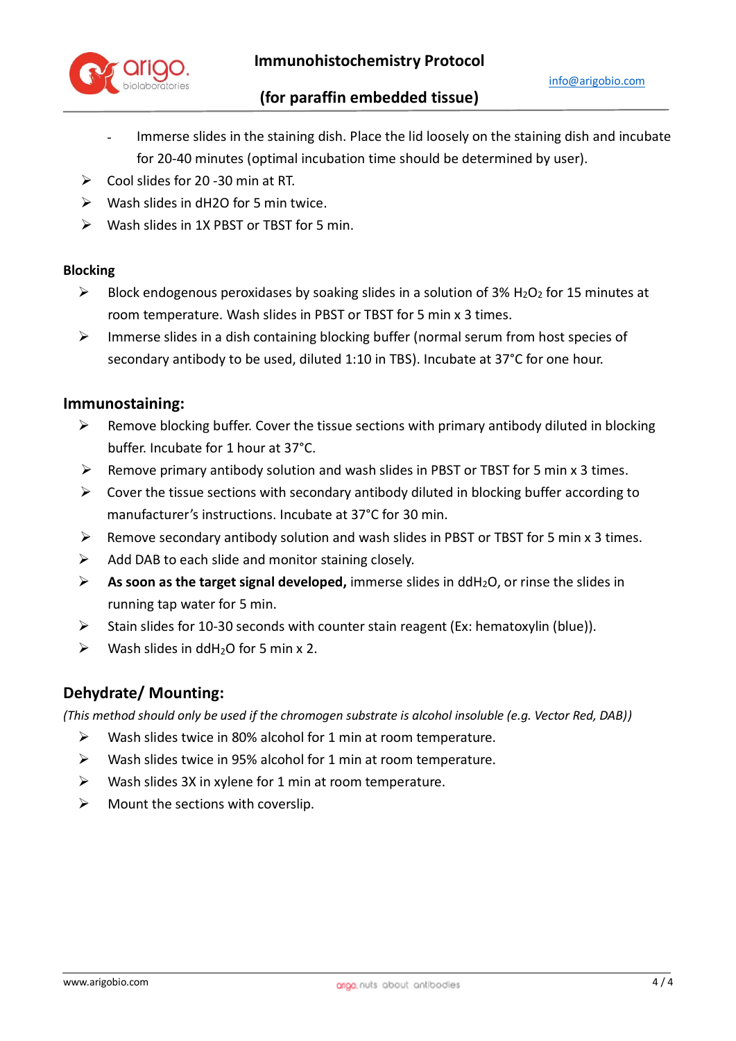- Immerse slides in the staining dish. Place the lid loosely on the staining dish and incubate for 20-40 minutes (optimal incubation time should be determined by user).

- Cool slides for 20 -30 min at RT.
- Wash slides in dH2O for 5 min twice.
- Wash slides in 1X PBST or TBST for 5 min.

**Blocking**

- Block endogenous peroxidases by soaking slides in a solution of 3% $H_2O_2$ for 15 minutes at room temperature. Wash slides in PBST or TBST for 5 min x 3 times.
- Immerse slides in a dish containing blocking buffer (normal serum from host species of secondary antibody to be used, diluted 1:10 in TBS). Incubate at 37°C for one hour.

## Immunostaining:

- Remove blocking buffer. Cover the tissue sections with primary antibody diluted in blocking buffer. Incubate for 1 hour at 37°C.
- Remove primary antibody solution and wash slides in PBST or TBST for 5 min x 3 times.
- Cover the tissue sections with secondary antibody diluted in blocking buffer according to manufacturer's instructions. Incubate at 37°C for 30 min.
- Remove secondary antibody solution and wash slides in PBST or TBST for 5 min x 3 times.
- Add DAB to each slide and monitor staining closely.
- **As soon as the target signal developed,** immerse slides in $ddH_2O$, or rinse the slides in running tap water for 5 min.
- Stain slides for 10-30 seconds with counter stain reagent (Ex: hematoxylin (blue)).
- Wash slides in $ddH_2O$ for 5 min x 2.

## Dehydrate/ Mounting:

*(This method should only be used if the chromogen substrate is alcohol insoluble (e.g. Vector Red, DAB))*

- Wash slides twice in 80% alcohol for 1 min at room temperature.
- Wash slides twice in 95% alcohol for 1 min at room temperature.
- Wash slides 3X in xylene for 1 min at room temperature.
- Mount the sections with coverslip.